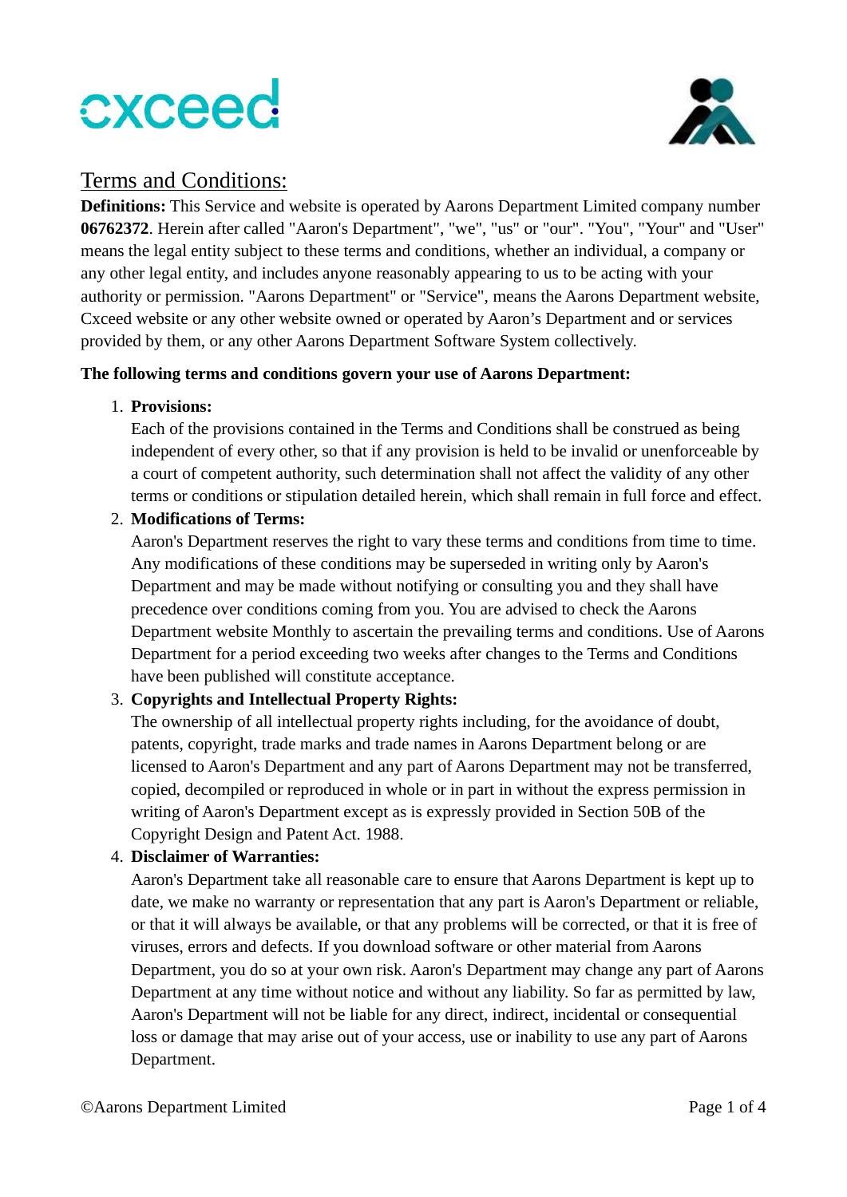# Terms and Conditions:

**Definitions:** This Service and website is operated by Aarons Department Limited company number **06762372**. Herein after called "Aaron's Department", "we", "us" or "our". "You", "Your" and "User" means the legal entity subject to these terms and conditions, whether an individual, a company or any other legal entity, and includes anyone reasonably appearing to us to be acting with your authority or permission. "Aarons Department" or "Service", means the Aarons Department website, Cxceed website or any other website owned or operated by Aaron's Department and or services provided by them, or any other Aarons Department Software System collectively.

**The following terms and conditions govern your use of Aarons Department:**

1. **Provisions:**
   Each of the provisions contained in the Terms and Conditions shall be construed as being independent of every other, so that if any provision is held to be invalid or unenforceable by a court of competent authority, such determination shall not affect the validity of any other terms or conditions or stipulation detailed herein, which shall remain in full force and effect.
2. **Modifications of Terms:**
   Aaron's Department reserves the right to vary these terms and conditions from time to time. Any modifications of these conditions may be superseded in writing only by Aaron's Department and may be made without notifying or consulting you and they shall have precedence over conditions coming from you. You are advised to check the Aarons Department website Monthly to ascertain the prevailing terms and conditions. Use of Aarons Department for a period exceeding two weeks after changes to the Terms and Conditions have been published will constitute acceptance.
3. **Copyrights and Intellectual Property Rights:**
   The ownership of all intellectual property rights including, for the avoidance of doubt, patents, copyright, trade marks and trade names in Aarons Department belong or are licensed to Aaron's Department and any part of Aarons Department may not be transferred, copied, decompiled or reproduced in whole or in part in without the express permission in writing of Aaron's Department except as is expressly provided in Section 50B of the Copyright Design and Patent Act. 1988.
4. **Disclaimer of Warranties:**
   Aaron's Department take all reasonable care to ensure that Aarons Department is kept up to date, we make no warranty or representation that any part is Aaron's Department or reliable, or that it will always be available, or that any problems will be corrected, or that it is free of viruses, errors and defects. If you download software or other material from Aarons Department, you do so at your own risk. Aaron's Department may change any part of Aarons Department at any time without notice and without any liability. So far as permitted by law, Aaron's Department will not be liable for any direct, indirect, incidental or consequential loss or damage that may arise out of your access, use or inability to use any part of Aarons Department.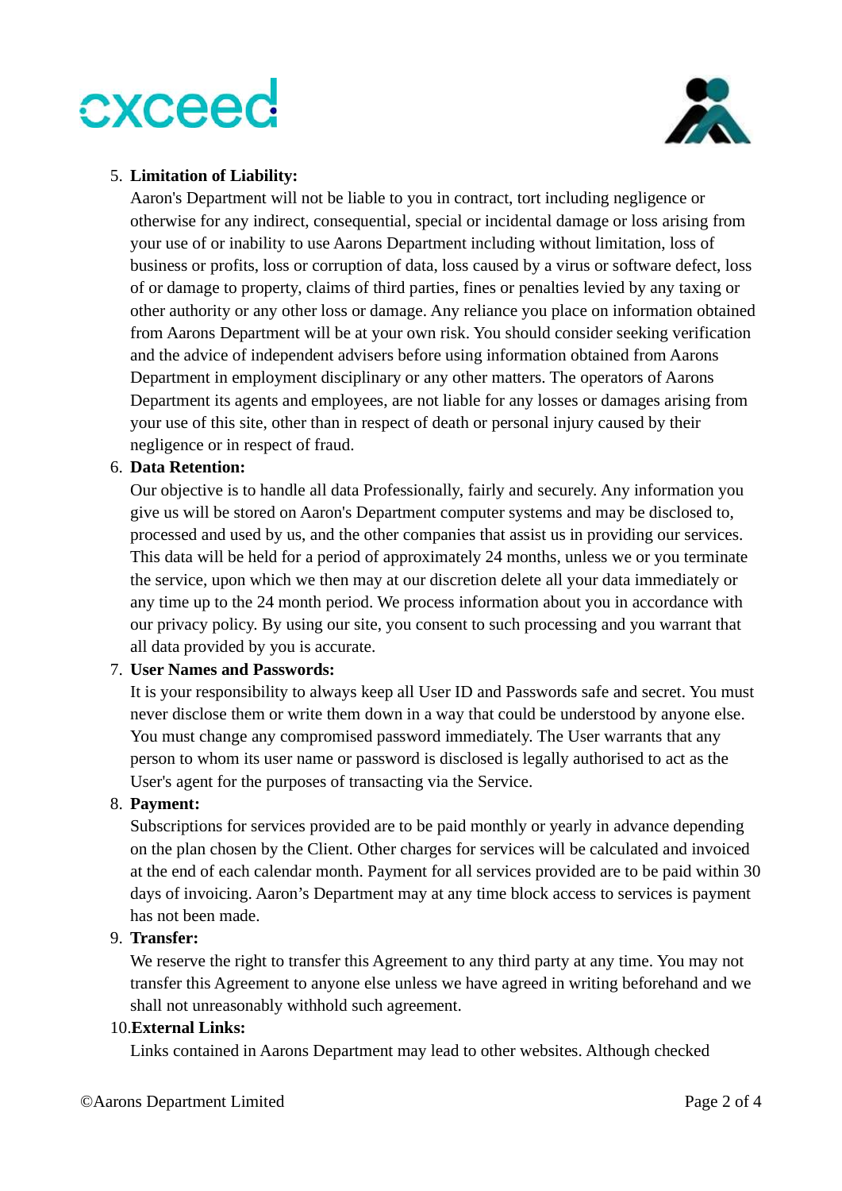5. **Limitation of Liability:**
   Aaron's Department will not be liable to you in contract, tort including negligence or otherwise for any indirect, consequential, special or incidental damage or loss arising from your use of or inability to use Aarons Department including without limitation, loss of business or profits, loss or corruption of data, loss caused by a virus or software defect, loss of or damage to property, claims of third parties, fines or penalties levied by any taxing or other authority or any other loss or damage. Any reliance you place on information obtained from Aarons Department will be at your own risk. You should consider seeking verification and the advice of independent advisers before using information obtained from Aarons Department in employment disciplinary or any other matters. The operators of Aarons Department its agents and employees, are not liable for any losses or damages arising from your use of this site, other than in respect of death or personal injury caused by their negligence or in respect of fraud.
6. **Data Retention:**
   Our objective is to handle all data Professionally, fairly and securely. Any information you give us will be stored on Aaron's Department computer systems and may be disclosed to, processed and used by us, and the other companies that assist us in providing our services. This data will be held for a period of approximately 24 months, unless we or you terminate the service, upon which we then may at our discretion delete all your data immediately or any time up to the 24 month period. We process information about you in accordance with our privacy policy. By using our site, you consent to such processing and you warrant that all data provided by you is accurate.
7. **User Names and Passwords:**
   It is your responsibility to always keep all User ID and Passwords safe and secret. You must never disclose them or write them down in a way that could be understood by anyone else. You must change any compromised password immediately. The User warrants that any person to whom its user name or password is disclosed is legally authorised to act as the User's agent for the purposes of transacting via the Service.
8. **Payment:**
   Subscriptions for services provided are to be paid monthly or yearly in advance depending on the plan chosen by the Client. Other charges for services will be calculated and invoiced at the end of each calendar month. Payment for all services provided are to be paid within 30 days of invoicing. Aaron’s Department may at any time block access to services is payment has not been made.
9. **Transfer:**
   We reserve the right to transfer this Agreement to any third party at any time. You may not transfer this Agreement to anyone else unless we have agreed in writing beforehand and we shall not unreasonably withhold such agreement.
10. **External Links:**
    Links contained in Aarons Department may lead to other websites. Although checked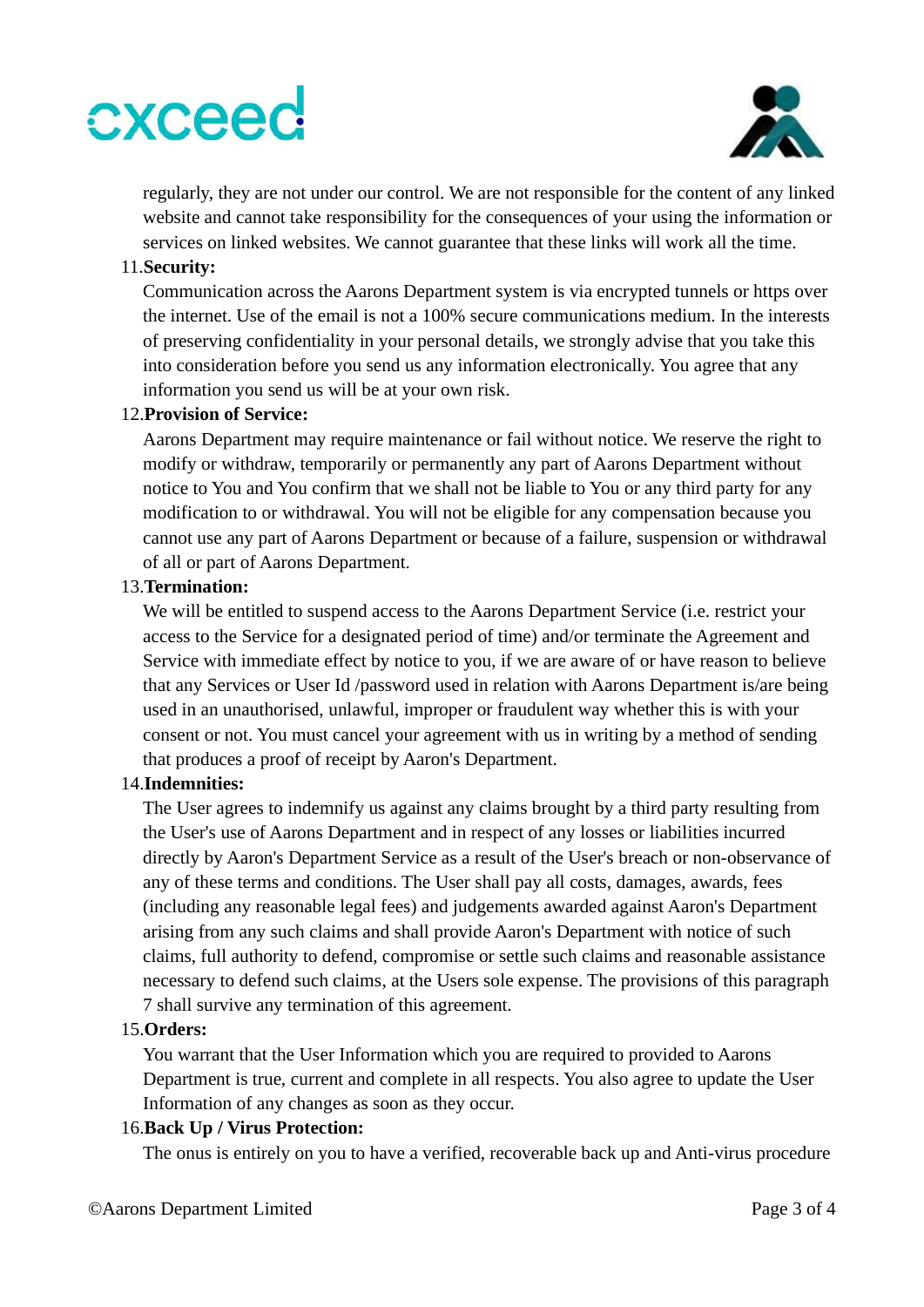regularly, they are not under our control. We are not responsible for the content of any linked website and cannot take responsibility for the consequences of your using the information or services on linked websites. We cannot guarantee that these links will work all the time.

11. **Security:**
    Communication across the Aarons Department system is via encrypted tunnels or https over the internet. Use of the email is not a 100% secure communications medium. In the interests of preserving confidentiality in your personal details, we strongly advise that you take this into consideration before you send us any information electronically. You agree that any information you send us will be at your own risk.

12. **Provision of Service:**
    Aarons Department may require maintenance or fail without notice. We reserve the right to modify or withdraw, temporarily or permanently any part of Aarons Department without notice to You and You confirm that we shall not be liable to You or any third party for any modification to or withdrawal. You will not be eligible for any compensation because you cannot use any part of Aarons Department or because of a failure, suspension or withdrawal of all or part of Aarons Department.

13. **Termination:**
    We will be entitled to suspend access to the Aarons Department Service (i.e. restrict your access to the Service for a designated period of time) and/or terminate the Agreement and Service with immediate effect by notice to you, if we are aware of or have reason to believe that any Services or User Id /password used in relation with Aarons Department is/are being used in an unauthorised, unlawful, improper or fraudulent way whether this is with your consent or not. You must cancel your agreement with us in writing by a method of sending that produces a proof of receipt by Aaron's Department.

14. **Indemnities:**
    The User agrees to indemnify us against any claims brought by a third party resulting from the User's use of Aarons Department and in respect of any losses or liabilities incurred directly by Aaron's Department Service as a result of the User's breach or non-observance of any of these terms and conditions. The User shall pay all costs, damages, awards, fees (including any reasonable legal fees) and judgements awarded against Aaron's Department arising from any such claims and shall provide Aaron's Department with notice of such claims, full authority to defend, compromise or settle such claims and reasonable assistance necessary to defend such claims, at the Users sole expense. The provisions of this paragraph 7 shall survive any termination of this agreement.

15. **Orders:**
    You warrant that the User Information which you are required to provided to Aarons Department is true, current and complete in all respects. You also agree to update the User Information of any changes as soon as they occur.

16. **Back Up / Virus Protection:**
    The onus is entirely on you to have a verified, recoverable back up and Anti-virus procedure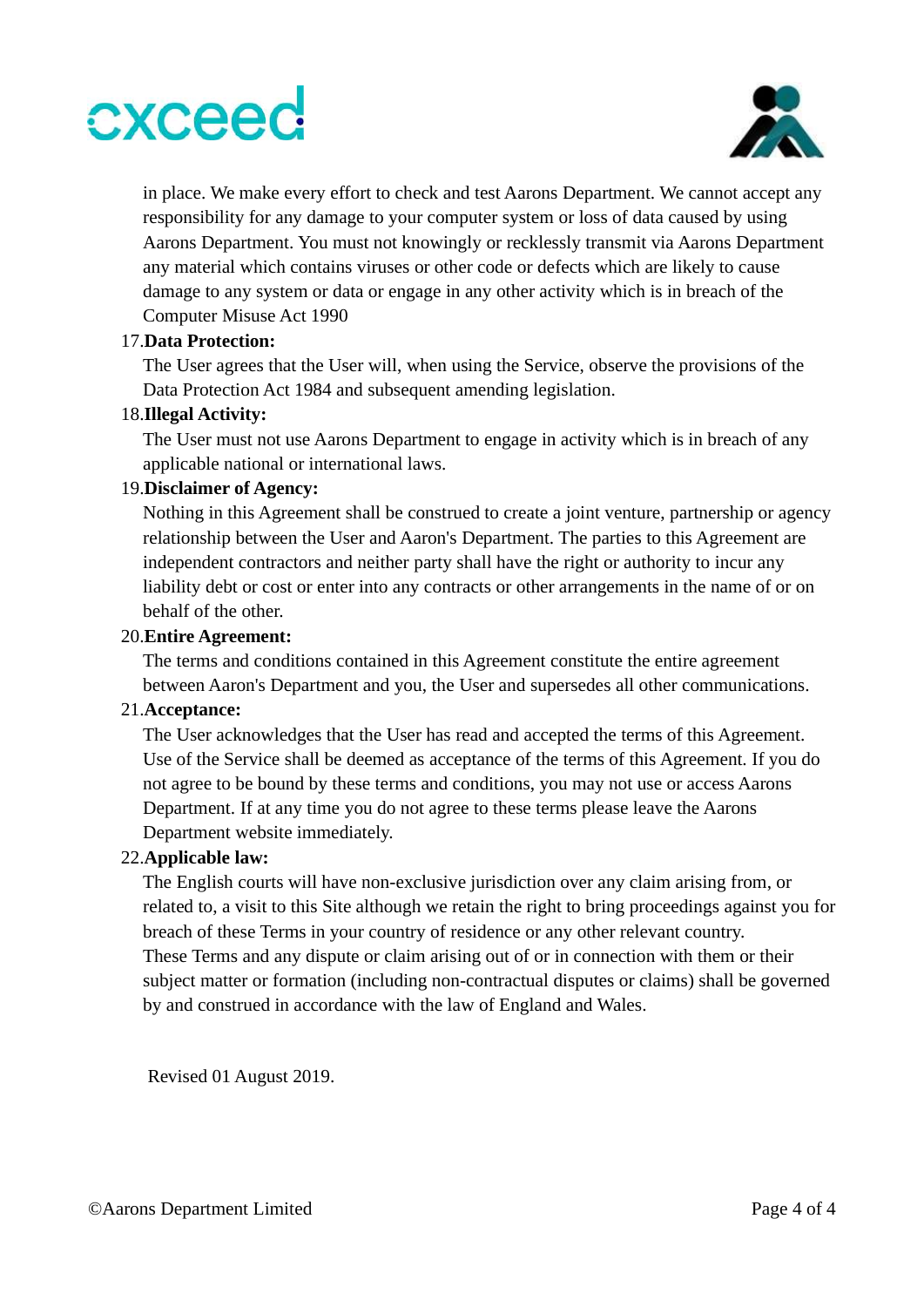in place. We make every effort to check and test Aarons Department. We cannot accept any responsibility for any damage to your computer system or loss of data caused by using Aarons Department. You must not knowingly or recklessly transmit via Aarons Department any material which contains viruses or other code or defects which are likely to cause damage to any system or data or engage in any other activity which is in breach of the Computer Misuse Act 1990

17. **Data Protection:**
    The User agrees that the User will, when using the Service, observe the provisions of the Data Protection Act 1984 and subsequent amending legislation.
18. **Illegal Activity:**
    The User must not use Aarons Department to engage in activity which is in breach of any applicable national or international laws.
19. **Disclaimer of Agency:**
    Nothing in this Agreement shall be construed to create a joint venture, partnership or agency relationship between the User and Aaron's Department. The parties to this Agreement are independent contractors and neither party shall have the right or authority to incur any liability debt or cost or enter into any contracts or other arrangements in the name of or on behalf of the other.
20. **Entire Agreement:**
    The terms and conditions contained in this Agreement constitute the entire agreement between Aaron's Department and you, the User and supersedes all other communications.
21. **Acceptance:**
    The User acknowledges that the User has read and accepted the terms of this Agreement. Use of the Service shall be deemed as acceptance of the terms of this Agreement. If you do not agree to be bound by these terms and conditions, you may not use or access Aarons Department. If at any time you do not agree to these terms please leave the Aarons Department website immediately.
22. **Applicable law:**
    The English courts will have non-exclusive jurisdiction over any claim arising from, or related to, a visit to this Site although we retain the right to bring proceedings against you for breach of these Terms in your country of residence or any other relevant country.
    These Terms and any dispute or claim arising out of or in connection with them or their subject matter or formation (including non-contractual disputes or claims) shall be governed by and construed in accordance with the law of England and Wales.

Revised 01 August 2019.

©Aarons Department Limited